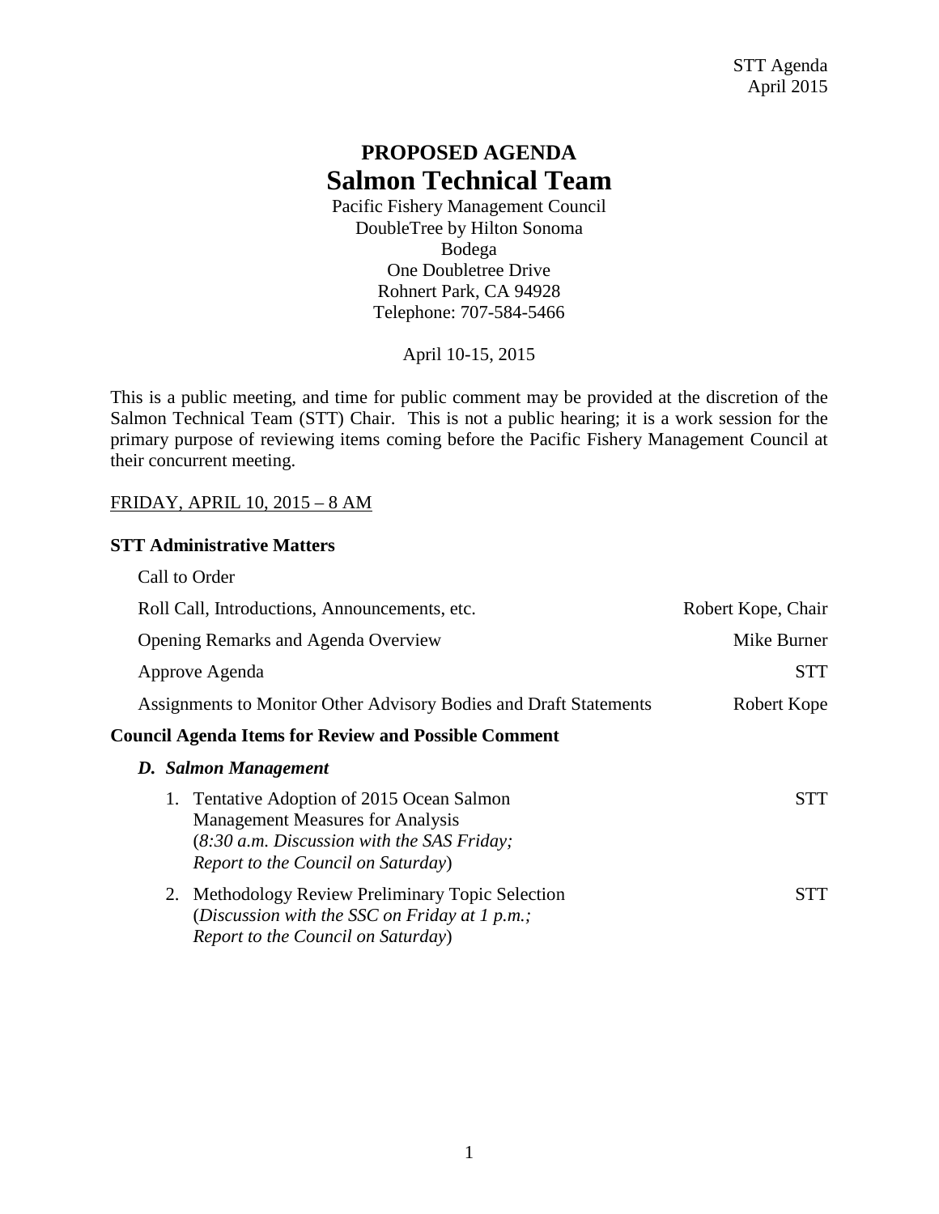STT Agenda
April 2015

# PROPOSED AGENDA
# Salmon Technical Team

Pacific Fishery Management Council
DoubleTree by Hilton Sonoma
Bodega
One Doubletree Drive
Rohnert Park, CA 94928
Telephone: 707-584-5466

April 10-15, 2015

This is a public meeting, and time for public comment may be provided at the discretion of the Salmon Technical Team (STT) Chair. This is not a public hearing; it is a work session for the primary purpose of reviewing items coming before the Pacific Fishery Management Council at their concurrent meeting.

FRIDAY, APRIL 10, 2015 – 8 AM

**STT Administrative Matters**

Call to Order

Roll Call, Introductions, Announcements, etc. — Robert Kope, Chair

Opening Remarks and Agenda Overview — Mike Burner

Approve Agenda — STT

Assignments to Monitor Other Advisory Bodies and Draft Statements — Robert Kope

**Council Agenda Items for Review and Possible Comment**

***D. Salmon Management***

1. Tentative Adoption of 2015 Ocean Salmon Management Measures for Analysis (*8:30 a.m. Discussion with the SAS Friday; Report to the Council on Saturday*) — STT
2. Methodology Review Preliminary Topic Selection (*Discussion with the SSC on Friday at 1 p.m.; Report to the Council on Saturday*) — STT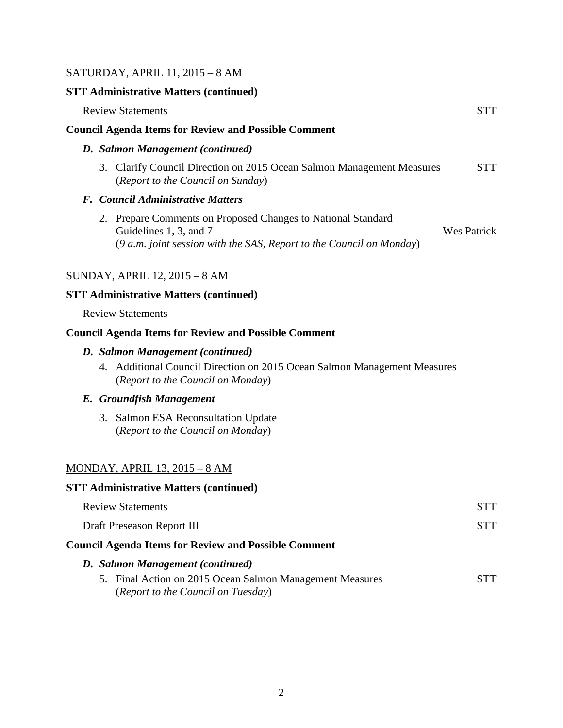SATURDAY, APRIL 11, 2015 – 8 AM

**STT Administrative Matters (continued)**

Review Statements — STT

**Council Agenda Items for Review and Possible Comment**

***D. Salmon Management (continued)***

3. Clarify Council Direction on 2015 Ocean Salmon Management Measures (*Report to the Council on Sunday*) — STT

***F. Council Administrative Matters***

2. Prepare Comments on Proposed Changes to National Standard Guidelines 1, 3, and 7 (*9 a.m. joint session with the SAS, Report to the Council on Monday*) — Wes Patrick

SUNDAY, APRIL 12, 2015 – 8 AM

**STT Administrative Matters (continued)**

Review Statements

**Council Agenda Items for Review and Possible Comment**

***D. Salmon Management (continued)***

4. Additional Council Direction on 2015 Ocean Salmon Management Measures (*Report to the Council on Monday*)

***E. Groundfish Management***

3. Salmon ESA Reconsultation Update (*Report to the Council on Monday*)

MONDAY, APRIL 13, 2015 – 8 AM

**STT Administrative Matters (continued)**

Review Statements — STT

Draft Preseason Report III — STT

**Council Agenda Items for Review and Possible Comment**

***D. Salmon Management (continued)***

5. Final Action on 2015 Ocean Salmon Management Measures (*Report to the Council on Tuesday*) — STT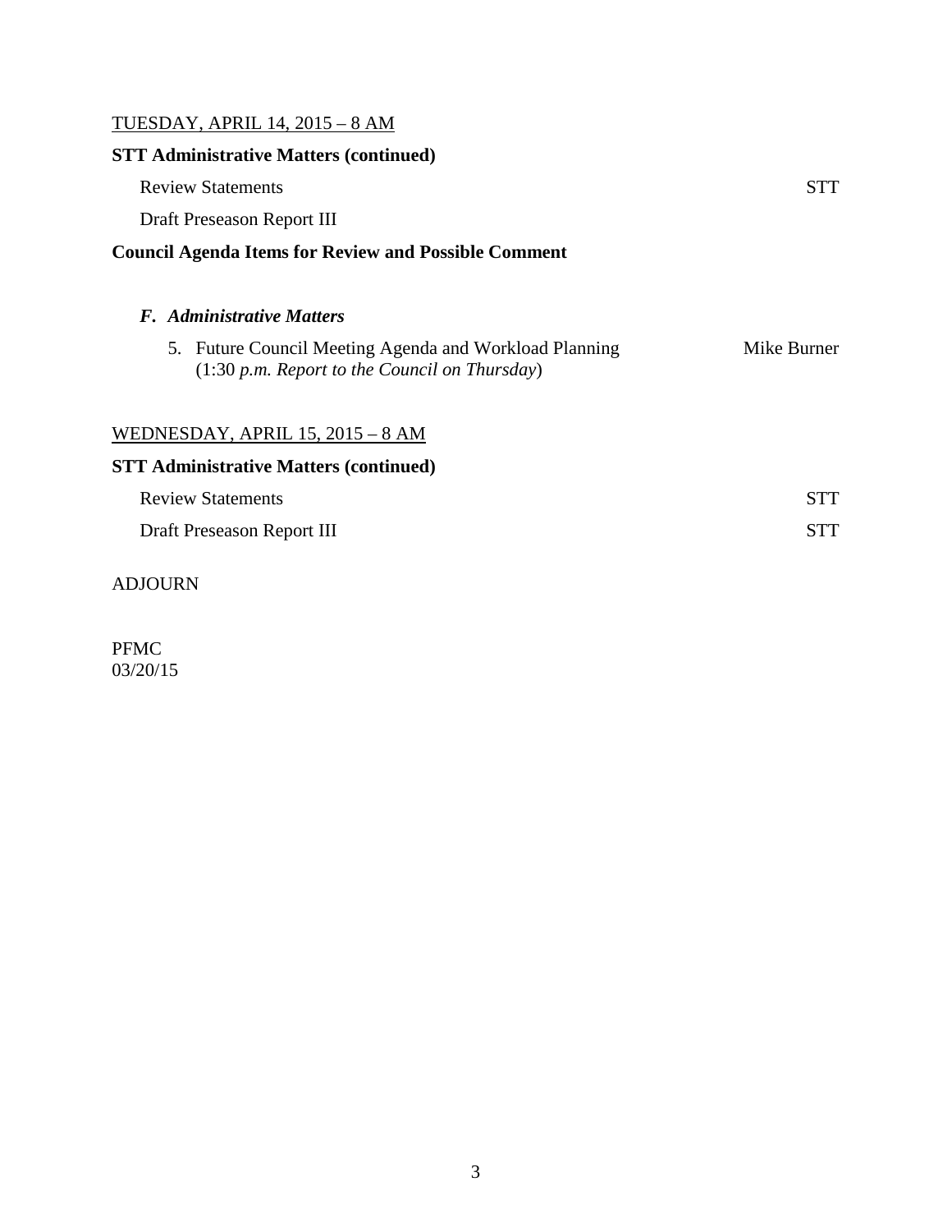TUESDAY, APRIL 14, 2015 – 8 AM

**STT Administrative Matters (continued)**

Review Statements STT

Draft Preseason Report III

**Council Agenda Items for Review and Possible Comment**

***F. Administrative Matters***

5. Future Council Meeting Agenda and Workload Planning Mike Burner
(1:30 *p.m. Report to the Council on Thursday*)

WEDNESDAY, APRIL 15, 2015 – 8 AM

**STT Administrative Matters (continued)**

Review Statements STT

Draft Preseason Report III STT

ADJOURN

PFMC
03/20/15